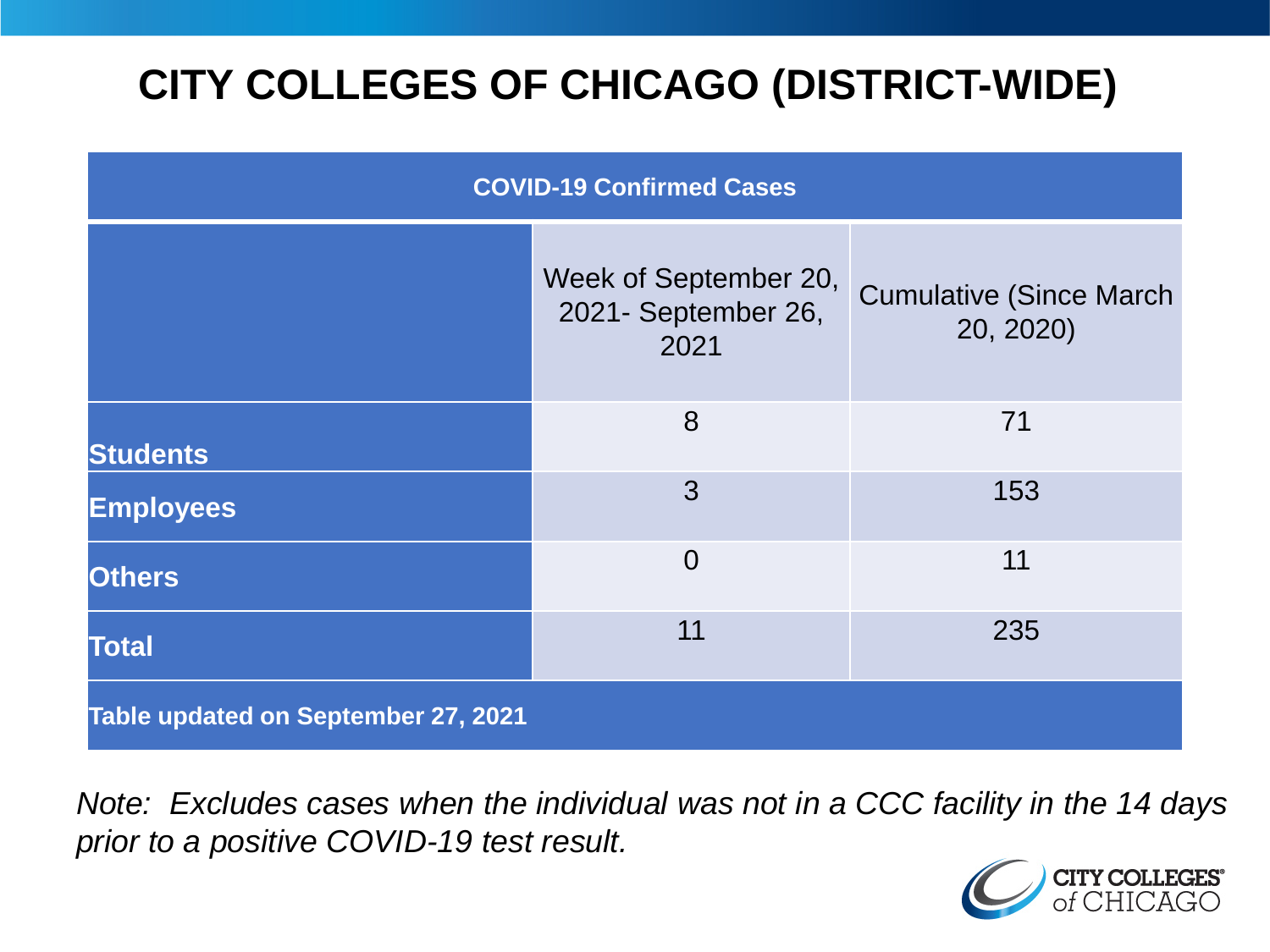# CITY COLLEGES OF CHICAGO (DISTRICT-WIDE)

| COVID-19 Confirmed Cases | | |
|---|---|---|
| | Week of September 20, 2021- September 26, 2021 | Cumulative (Since March 20, 2020) |
| **Students** | 8 | 71 |
| **Employees** | 3 | 153 |
| **Others** | 0 | 11 |
| **Total** | 11 | 235 |
| **Table updated on September 27, 2021** | | |

*Note: Excludes cases when the individual was not in a CCC facility in the 14 days prior to a positive COVID-19 test result.*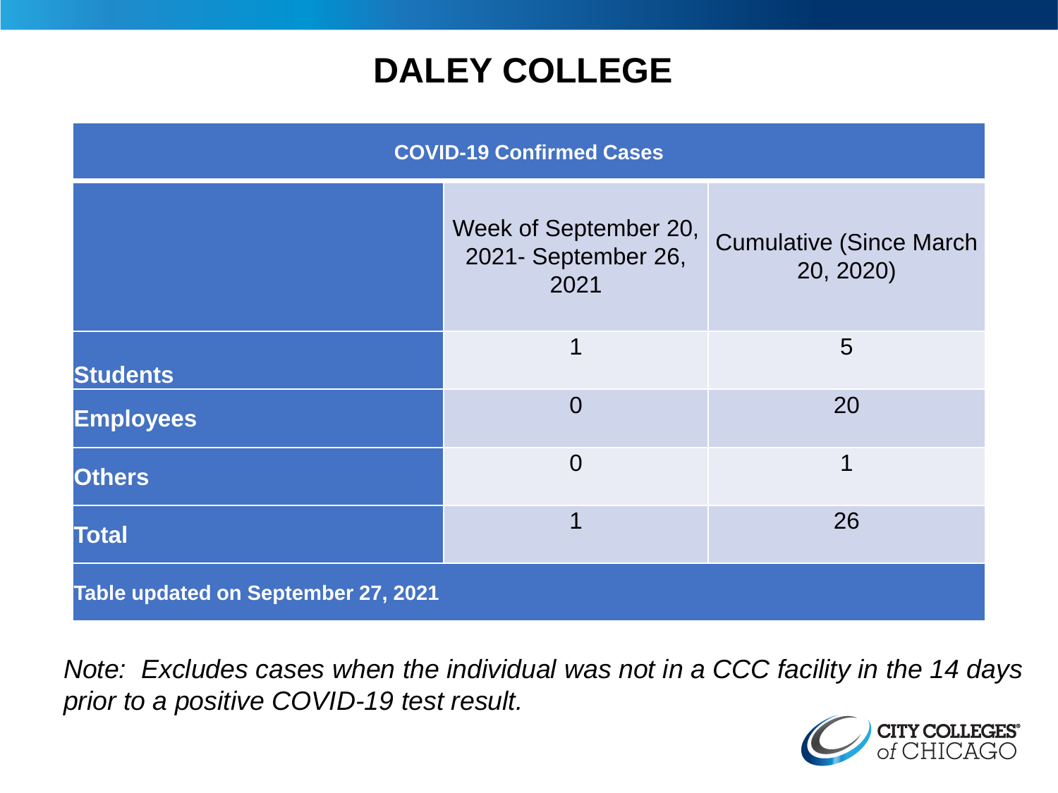# DALEY COLLEGE

| COVID-19 Confirmed Cases | | |
|---|---|---|
| | Week of September 20, 2021- September 26, 2021 | Cumulative (Since March 20, 2020) |
| **Students** | 1 | 5 |
| **Employees** | 0 | 20 |
| **Others** | 0 | 1 |
| **Total** | 1 | 26 |
| **Table updated on September 27, 2021** | | |

*Note: Excludes cases when the individual was not in a CCC facility in the 14 days prior to a positive COVID-19 test result.*

CITY COLLEGES of CHICAGO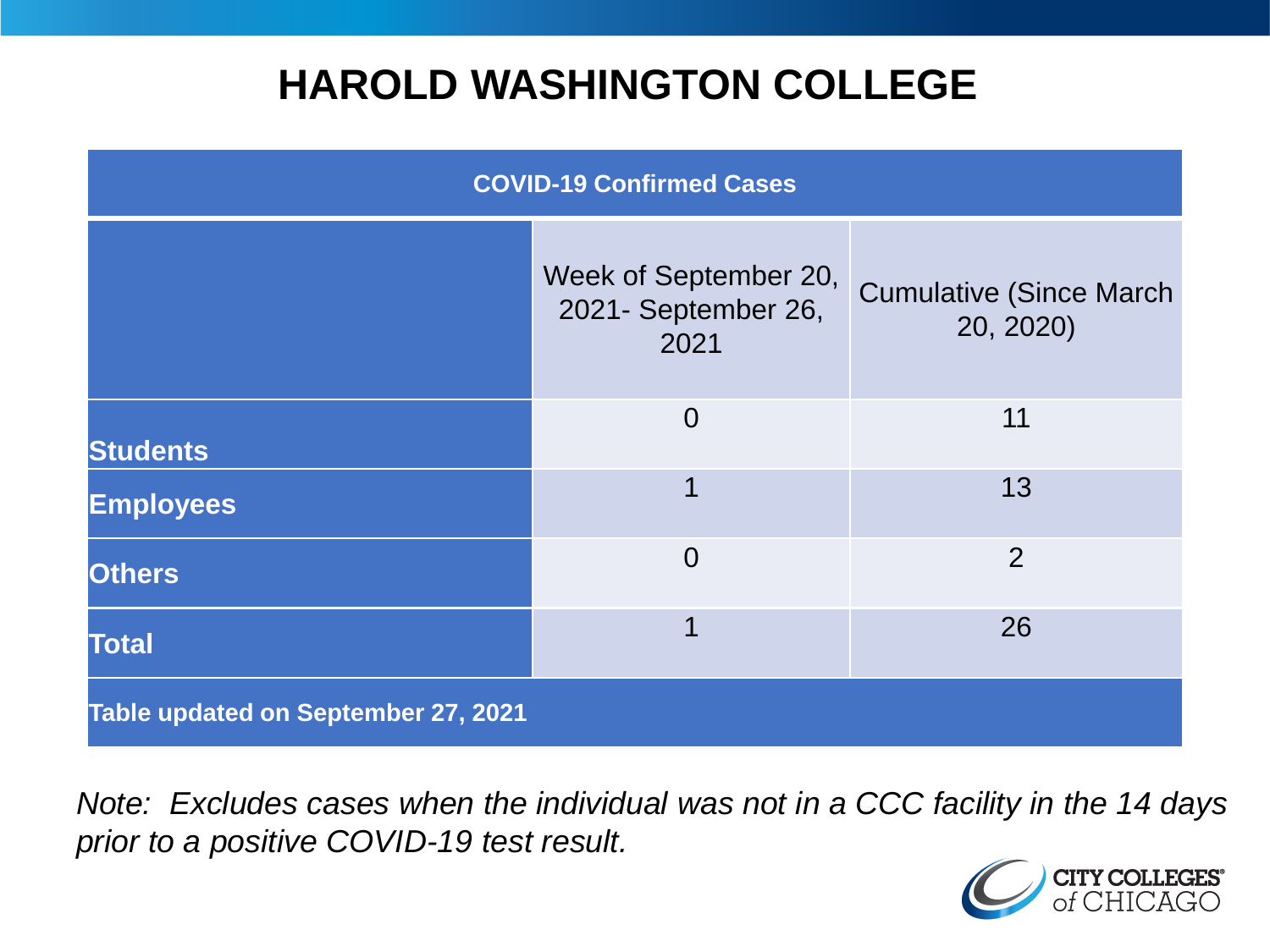# HAROLD WASHINGTON COLLEGE

| COVID-19 Confirmed Cases | | |
|---|---|---|
| | Week of September 20, 2021- September 26, 2021 | Cumulative (Since March 20, 2020) |
| **Students** | 0 | 11 |
| **Employees** | 1 | 13 |
| **Others** | 0 | 2 |
| **Total** | 1 | 26 |
| **Table updated on September 27, 2021** | | |

*Note: Excludes cases when the individual was not in a CCC facility in the 14 days prior to a positive COVID-19 test result.*

CITY COLLEGES of CHICAGO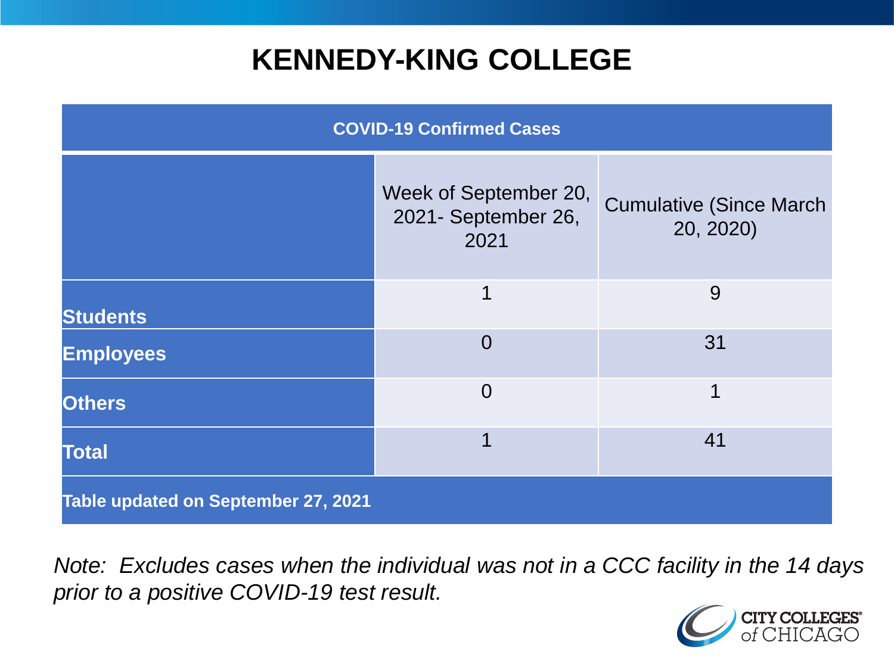# KENNEDY-KING COLLEGE

| COVID-19 Confirmed Cases | | |
|---|---|---|
| | Week of September 20, 2021- September 26, 2021 | Cumulative (Since March 20, 2020) |
| **Students** | 1 | 9 |
| **Employees** | 0 | 31 |
| **Others** | 0 | 1 |
| **Total** | 1 | 41 |
| **Table updated on September 27, 2021** | | |

*Note: Excludes cases when the individual was not in a CCC facility in the 14 days prior to a positive COVID-19 test result.*

CITY COLLEGES of CHICAGO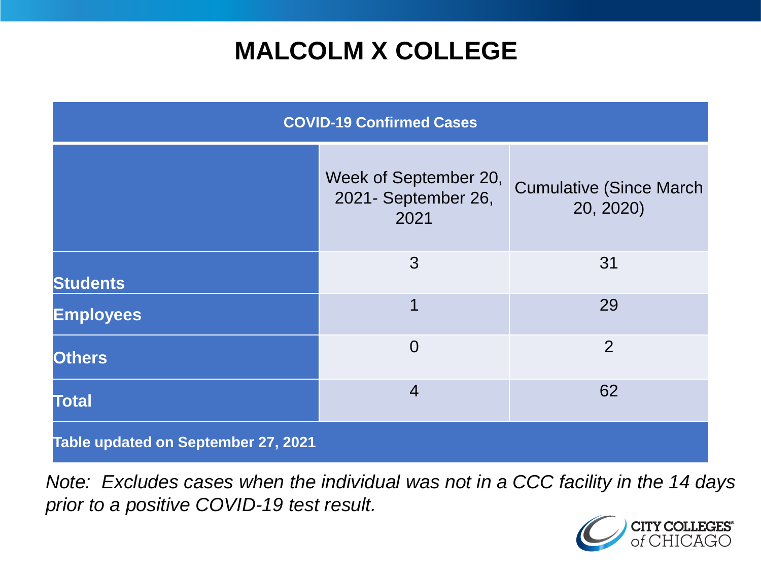# MALCOLM X COLLEGE

| COVID-19 Confirmed Cases | | |
|---|---|---|
| | Week of September 20, 2021- September 26, 2021 | Cumulative (Since March 20, 2020) |
| **Students** | 3 | 31 |
| **Employees** | 1 | 29 |
| **Others** | 0 | 2 |
| **Total** | 4 | 62 |
| **Table updated on September 27, 2021** | | |

*Note: Excludes cases when the individual was not in a CCC facility in the 14 days prior to a positive COVID-19 test result.*

CITY COLLEGES of CHICAGO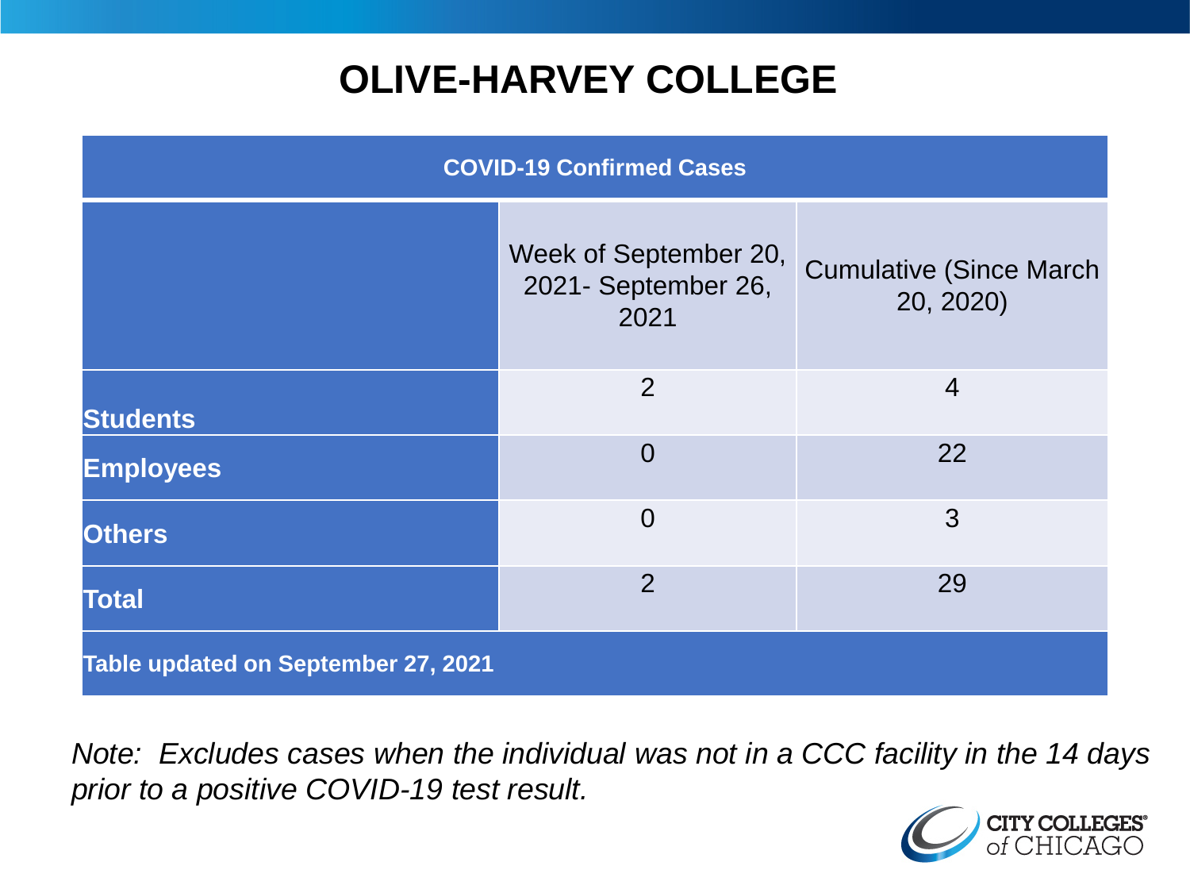# OLIVE-HARVEY COLLEGE

| COVID-19 Confirmed Cases | | |
|---|---|---|
| | Week of September 20, 2021- September 26, 2021 | Cumulative (Since March 20, 2020) |
| **Students** | 2 | 4 |
| **Employees** | 0 | 22 |
| **Others** | 0 | 3 |
| **Total** | 2 | 29 |
| **Table updated on September 27, 2021** | | |

*Note: Excludes cases when the individual was not in a CCC facility in the 14 days prior to a positive COVID-19 test result.*

CITY COLLEGES of CHICAGO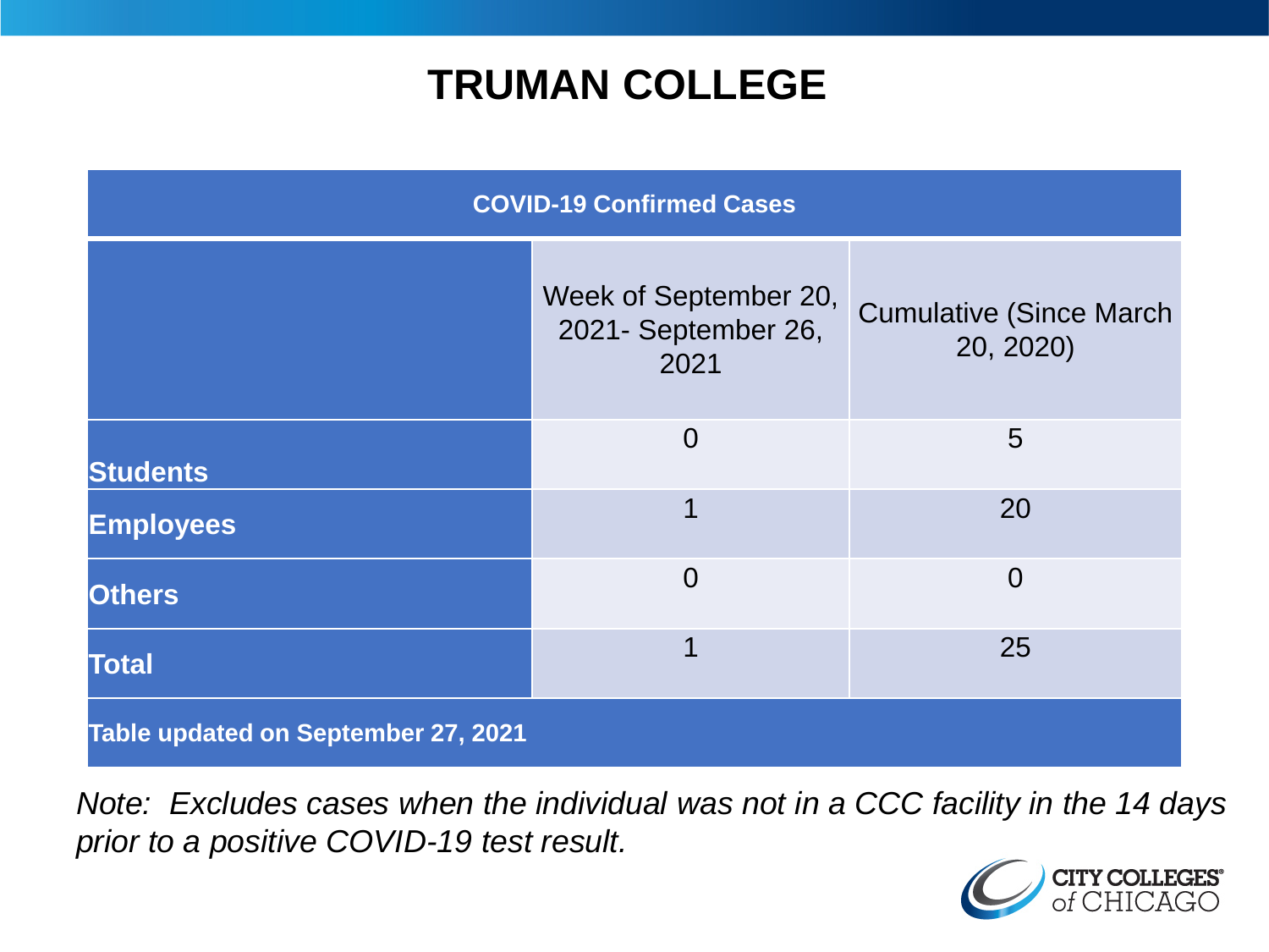# TRUMAN COLLEGE

| COVID-19 Confirmed Cases | | |
|---|---|---|
| | Week of September 20, 2021- September 26, 2021 | Cumulative (Since March 20, 2020) |
| **Students** | 0 | 5 |
| **Employees** | 1 | 20 |
| **Others** | 0 | 0 |
| **Total** | 1 | 25 |
| **Table updated on September 27, 2021** | | |

*Note: Excludes cases when the individual was not in a CCC facility in the 14 days prior to a positive COVID-19 test result.*

CITY COLLEGES of CHICAGO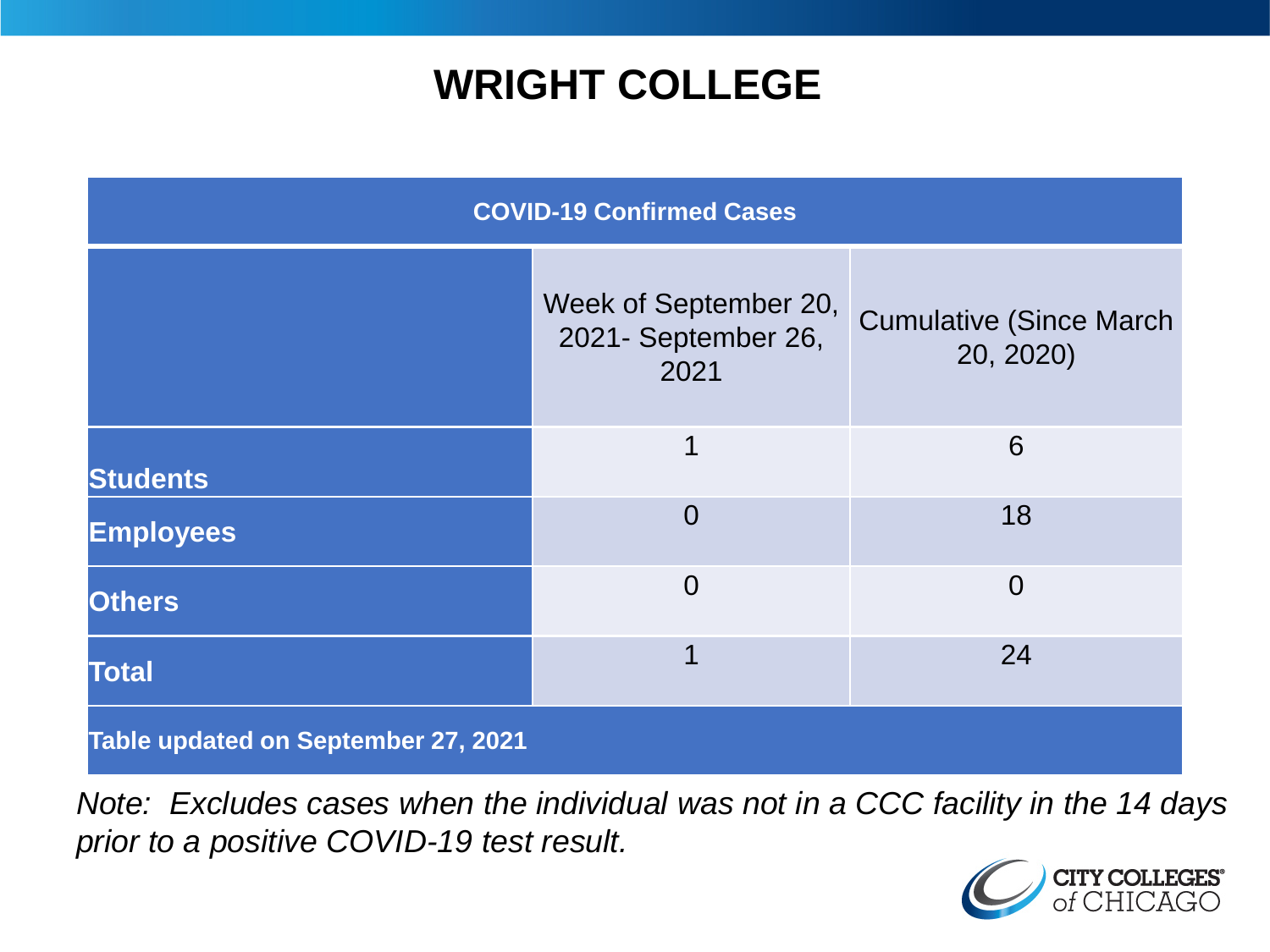# WRIGHT COLLEGE

| COVID-19 Confirmed Cases | | |
|---|---|---|
| | Week of September 20, 2021- September 26, 2021 | Cumulative (Since March 20, 2020) |
| **Students** | 1 | 6 |
| **Employees** | 0 | 18 |
| **Others** | 0 | 0 |
| **Total** | 1 | 24 |
| **Table updated on September 27, 2021** | | |

*Note: Excludes cases when the individual was not in a CCC facility in the 14 days prior to a positive COVID-19 test result.*

CITY COLLEGES of CHICAGO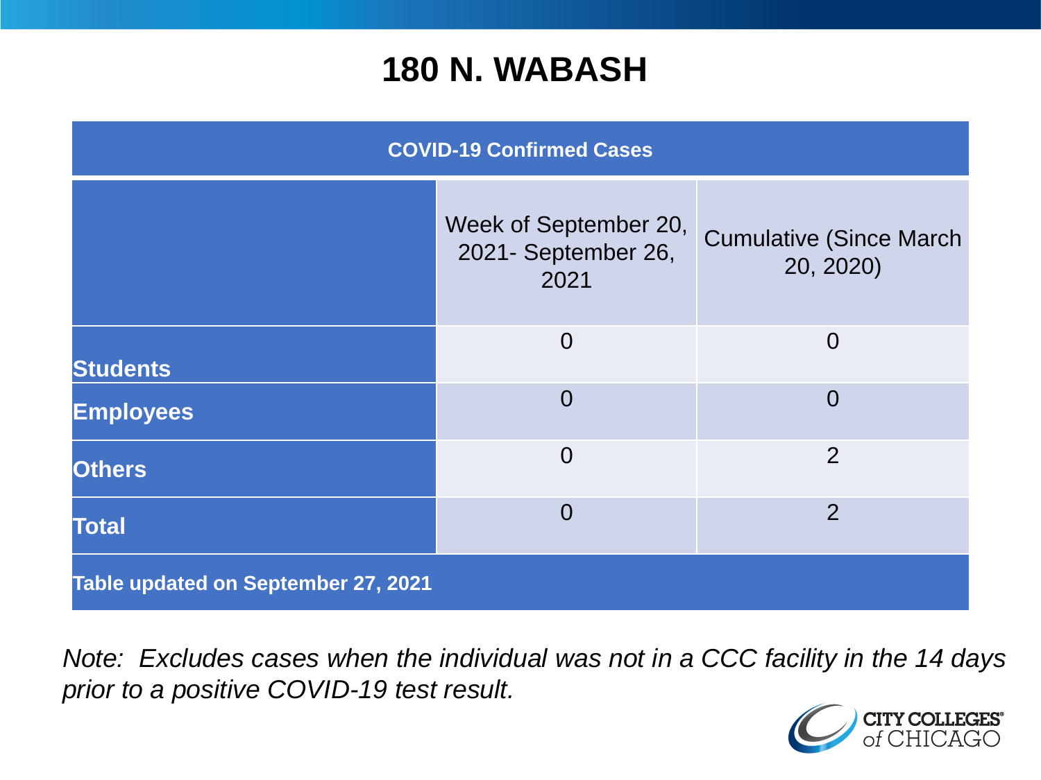# 180 N. WABASH

| COVID-19 Confirmed Cases | | |
|---|---|---|
| | Week of September 20, 2021- September 26, 2021 | Cumulative (Since March 20, 2020) |
| **Students** | 0 | 0 |
| **Employees** | 0 | 0 |
| **Others** | 0 | 2 |
| **Total** | 0 | 2 |

**Table updated on September 27, 2021**

*Note: Excludes cases when the individual was not in a CCC facility in the 14 days prior to a positive COVID-19 test result.*

CITY COLLEGES of CHICAGO